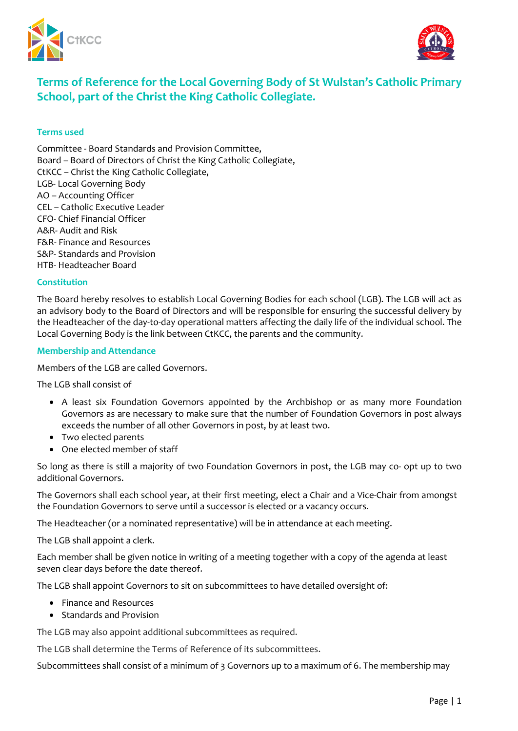# Terms of Reference for the Local Governing Body of St Wulstan's Catholic Primary School, part of the Christ the King Catholic Collegiate.

## Terms used

Committee - Board Standards and Provision Committee,
Board – Board of Directors of Christ the King Catholic Collegiate,
CtKCC – Christ the King Catholic Collegiate,
LGB- Local Governing Body
AO – Accounting Officer
CEL – Catholic Executive Leader
CFO- Chief Financial Officer
A&R- Audit and Risk
F&R- Finance and Resources
S&P- Standards and Provision
HTB- Headteacher Board

## Constitution

The Board hereby resolves to establish Local Governing Bodies for each school (LGB). The LGB will act as an advisory body to the Board of Directors and will be responsible for ensuring the successful delivery by the Headteacher of the day-to-day operational matters affecting the daily life of the individual school. The Local Governing Body is the link between CtKCC, the parents and the community.

## Membership and Attendance

Members of the LGB are called Governors.

The LGB shall consist of

- A least six Foundation Governors appointed by the Archbishop or as many more Foundation Governors as are necessary to make sure that the number of Foundation Governors in post always exceeds the number of all other Governors in post, by at least two.
- Two elected parents
- One elected member of staff

So long as there is still a majority of two Foundation Governors in post, the LGB may co- opt up to two additional Governors.

The Governors shall each school year, at their first meeting, elect a Chair and a Vice-Chair from amongst the Foundation Governors to serve until a successor is elected or a vacancy occurs.

The Headteacher (or a nominated representative) will be in attendance at each meeting.

The LGB shall appoint a clerk.

Each member shall be given notice in writing of a meeting together with a copy of the agenda at least seven clear days before the date thereof.

The LGB shall appoint Governors to sit on subcommittees to have detailed oversight of:

- Finance and Resources
- Standards and Provision

The LGB may also appoint additional subcommittees as required.

The LGB shall determine the Terms of Reference of its subcommittees.

Subcommittees shall consist of a minimum of 3 Governors up to a maximum of 6. The membership may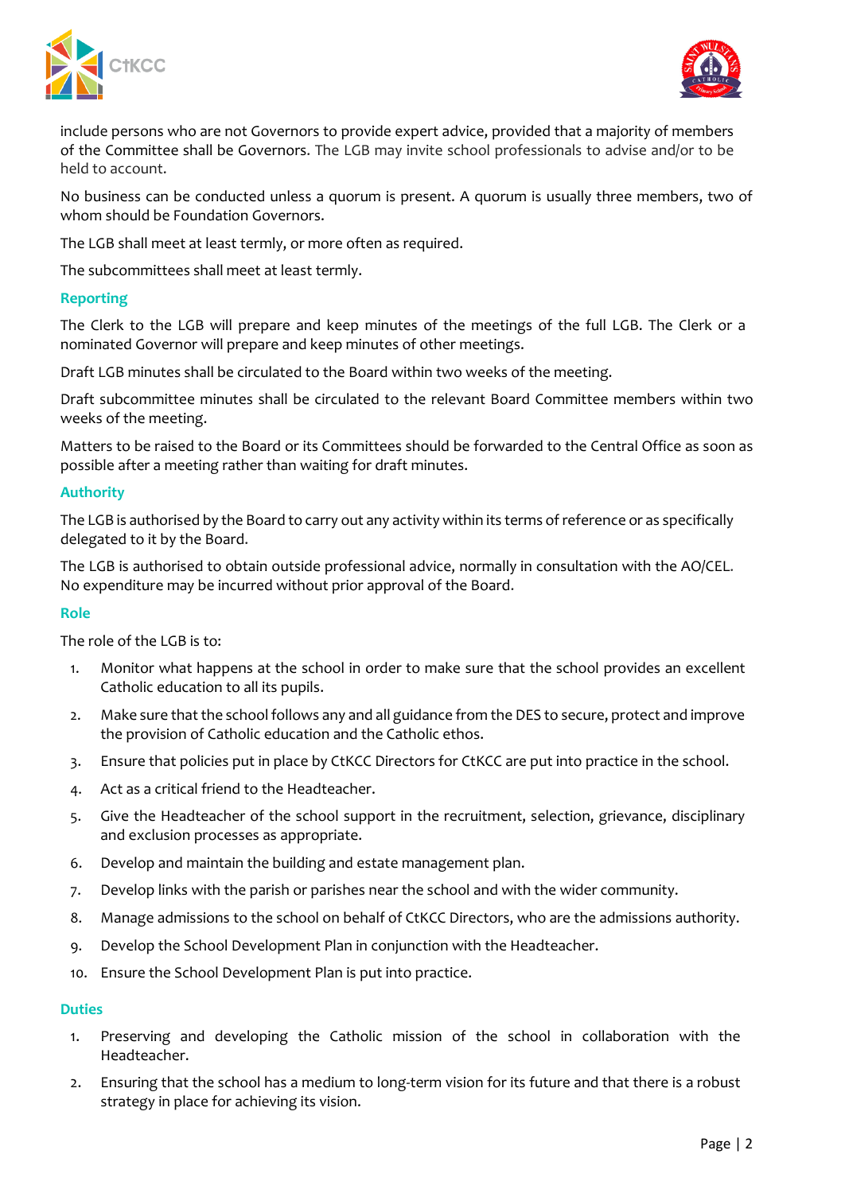include persons who are not Governors to provide expert advice, provided that a majority of members of the Committee shall be Governors. The LGB may invite school professionals to advise and/or to be held to account.

No business can be conducted unless a quorum is present. A quorum is usually three members, two of whom should be Foundation Governors.

The LGB shall meet at least termly, or more often as required.

The subcommittees shall meet at least termly.

### Reporting

The Clerk to the LGB will prepare and keep minutes of the meetings of the full LGB. The Clerk or a nominated Governor will prepare and keep minutes of other meetings.

Draft LGB minutes shall be circulated to the Board within two weeks of the meeting.

Draft subcommittee minutes shall be circulated to the relevant Board Committee members within two weeks of the meeting.

Matters to be raised to the Board or its Committees should be forwarded to the Central Office as soon as possible after a meeting rather than waiting for draft minutes.

### Authority

The LGB is authorised by the Board to carry out any activity within its terms of reference or as specifically delegated to it by the Board.

The LGB is authorised to obtain outside professional advice, normally in consultation with the AO/CEL. No expenditure may be incurred without prior approval of the Board.

### Role

The role of the LGB is to:

1. Monitor what happens at the school in order to make sure that the school provides an excellent Catholic education to all its pupils.
2. Make sure that the school follows any and all guidance from the DES to secure, protect and improve the provision of Catholic education and the Catholic ethos.
3. Ensure that policies put in place by CtKCC Directors for CtKCC are put into practice in the school.
4. Act as a critical friend to the Headteacher.
5. Give the Headteacher of the school support in the recruitment, selection, grievance, disciplinary and exclusion processes as appropriate.
6. Develop and maintain the building and estate management plan.
7. Develop links with the parish or parishes near the school and with the wider community.
8. Manage admissions to the school on behalf of CtKCC Directors, who are the admissions authority.
9. Develop the School Development Plan in conjunction with the Headteacher.
10. Ensure the School Development Plan is put into practice.

### Duties

1. Preserving and developing the Catholic mission of the school in collaboration with the Headteacher.
2. Ensuring that the school has a medium to long-term vision for its future and that there is a robust strategy in place for achieving its vision.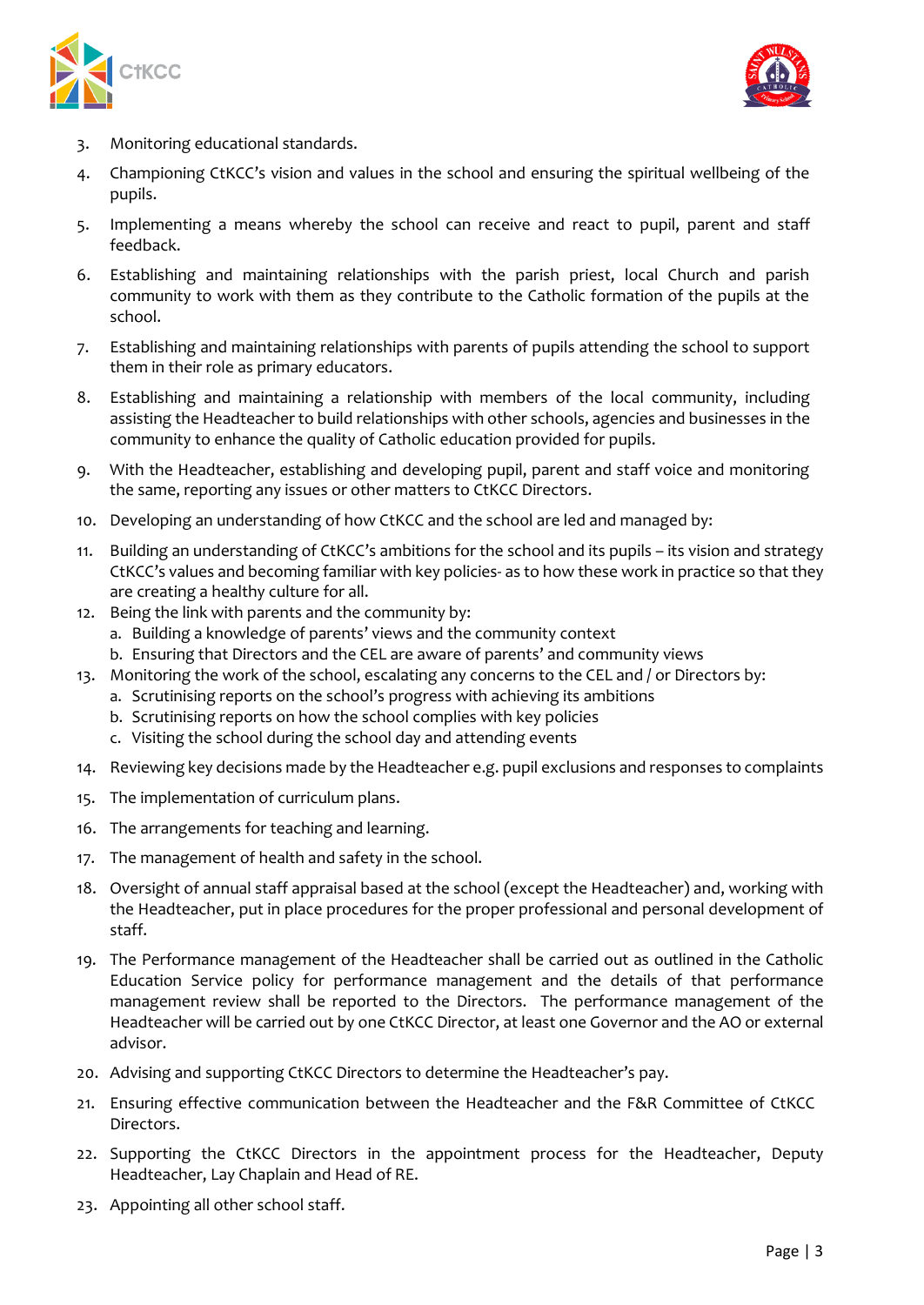3. Monitoring educational standards.
4. Championing CtKCC's vision and values in the school and ensuring the spiritual wellbeing of the pupils.
5. Implementing a means whereby the school can receive and react to pupil, parent and staff feedback.
6. Establishing and maintaining relationships with the parish priest, local Church and parish community to work with them as they contribute to the Catholic formation of the pupils at the school.
7. Establishing and maintaining relationships with parents of pupils attending the school to support them in their role as primary educators.
8. Establishing and maintaining a relationship with members of the local community, including assisting the Headteacher to build relationships with other schools, agencies and businesses in the community to enhance the quality of Catholic education provided for pupils.
9. With the Headteacher, establishing and developing pupil, parent and staff voice and monitoring the same, reporting any issues or other matters to CtKCC Directors.
10. Developing an understanding of how CtKCC and the school are led and managed by:
11. Building an understanding of CtKCC's ambitions for the school and its pupils – its vision and strategy CtKCC's values and becoming familiar with key policies- as to how these work in practice so that they are creating a healthy culture for all.
12. Being the link with parents and the community by:
    a. Building a knowledge of parents' views and the community context
    b. Ensuring that Directors and the CEL are aware of parents' and community views
13. Monitoring the work of the school, escalating any concerns to the CEL and / or Directors by:
    a. Scrutinising reports on the school's progress with achieving its ambitions
    b. Scrutinising reports on how the school complies with key policies
    c. Visiting the school during the school day and attending events
14. Reviewing key decisions made by the Headteacher e.g. pupil exclusions and responses to complaints
15. The implementation of curriculum plans.
16. The arrangements for teaching and learning.
17. The management of health and safety in the school.
18. Oversight of annual staff appraisal based at the school (except the Headteacher) and, working with the Headteacher, put in place procedures for the proper professional and personal development of staff.
19. The Performance management of the Headteacher shall be carried out as outlined in the Catholic Education Service policy for performance management and the details of that performance management review shall be reported to the Directors. The performance management of the Headteacher will be carried out by one CtKCC Director, at least one Governor and the AO or external advisor.
20. Advising and supporting CtKCC Directors to determine the Headteacher's pay.
21. Ensuring effective communication between the Headteacher and the F&R Committee of CtKCC Directors.
22. Supporting the CtKCC Directors in the appointment process for the Headteacher, Deputy Headteacher, Lay Chaplain and Head of RE.
23. Appointing all other school staff.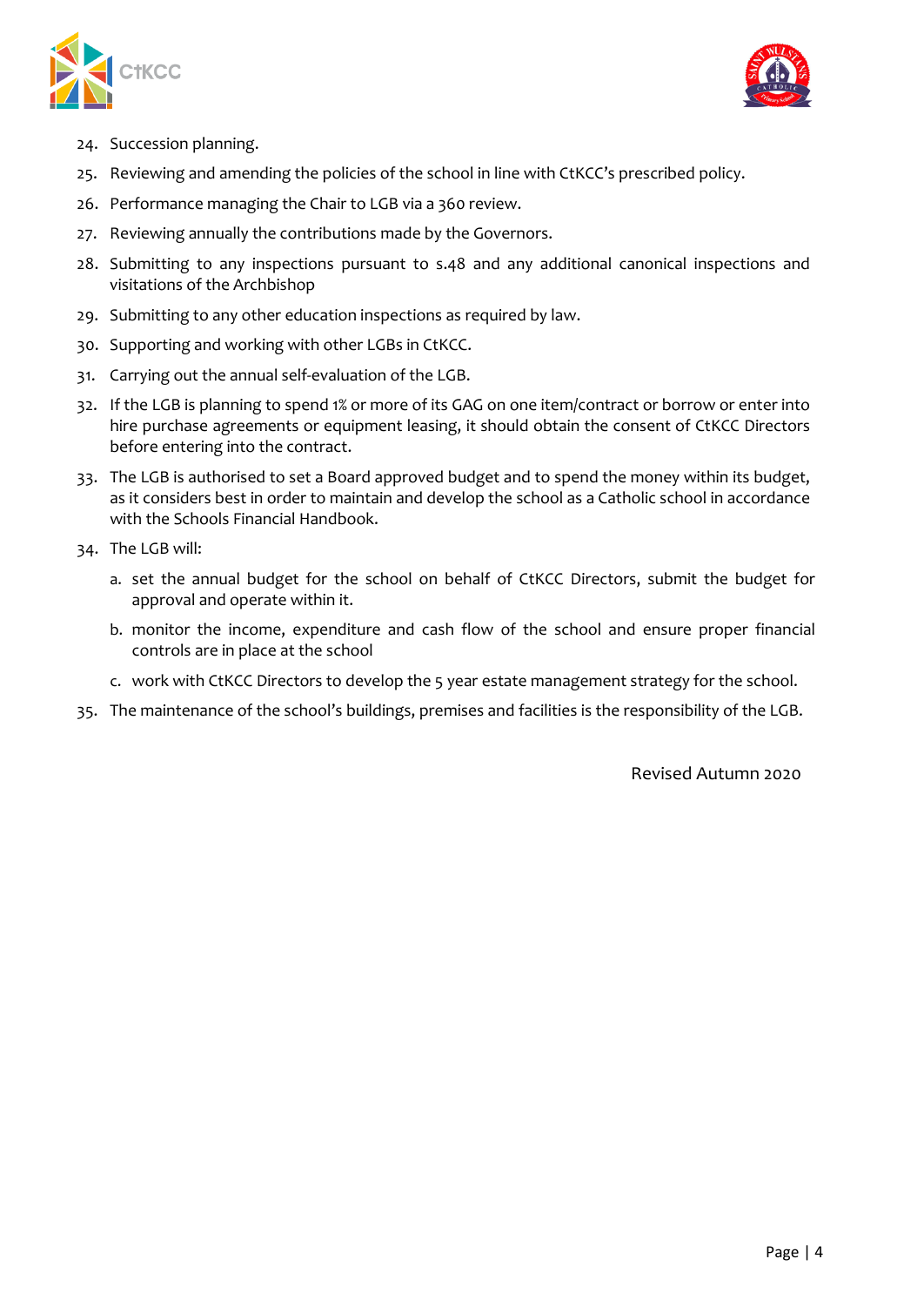24. Succession planning.
25. Reviewing and amending the policies of the school in line with CtKCC's prescribed policy.
26. Performance managing the Chair to LGB via a 360 review.
27. Reviewing annually the contributions made by the Governors.
28. Submitting to any inspections pursuant to s.48 and any additional canonical inspections and visitations of the Archbishop
29. Submitting to any other education inspections as required by law.
30. Supporting and working with other LGBs in CtKCC.
31. Carrying out the annual self-evaluation of the LGB.
32. If the LGB is planning to spend 1% or more of its GAG on one item/contract or borrow or enter into hire purchase agreements or equipment leasing, it should obtain the consent of CtKCC Directors before entering into the contract.
33. The LGB is authorised to set a Board approved budget and to spend the money within its budget, as it considers best in order to maintain and develop the school as a Catholic school in accordance with the Schools Financial Handbook.
34. The LGB will:
    a. set the annual budget for the school on behalf of CtKCC Directors, submit the budget for approval and operate within it.
    b. monitor the income, expenditure and cash flow of the school and ensure proper financial controls are in place at the school
    c. work with CtKCC Directors to develop the 5 year estate management strategy for the school.
35. The maintenance of the school's buildings, premises and facilities is the responsibility of the LGB.

Revised Autumn 2020